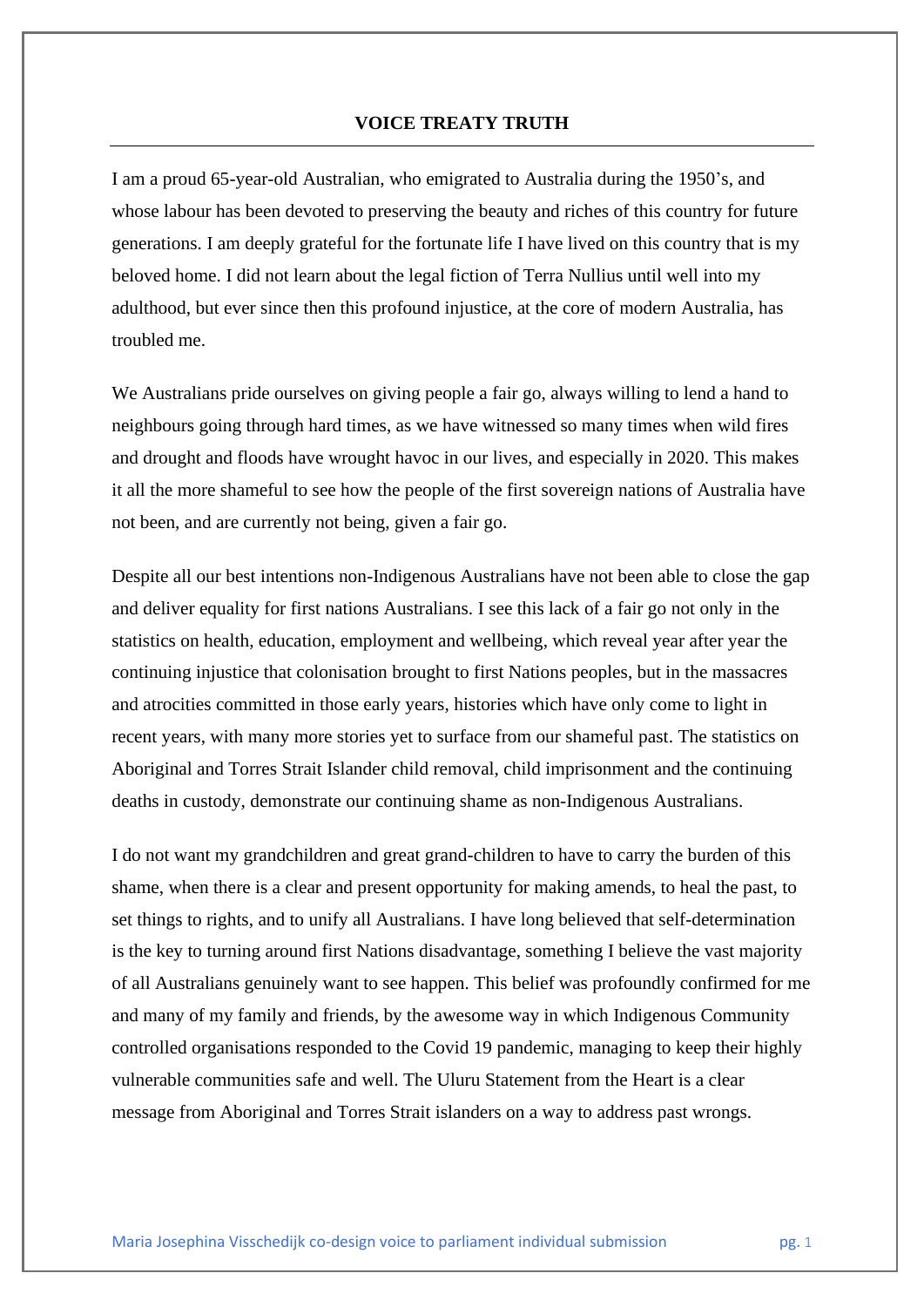# VOICE TREATY TRUTH

I am a proud 65-year-old Australian, who emigrated to Australia during the 1950's, and whose labour has been devoted to preserving the beauty and riches of this country for future generations. I am deeply grateful for the fortunate life I have lived on this country that is my beloved home. I did not learn about the legal fiction of Terra Nullius until well into my adulthood, but ever since then this profound injustice, at the core of modern Australia, has troubled me.

We Australians pride ourselves on giving people a fair go, always willing to lend a hand to neighbours going through hard times, as we have witnessed so many times when wild fires and drought and floods have wrought havoc in our lives, and especially in 2020. This makes it all the more shameful to see how the people of the first sovereign nations of Australia have not been, and are currently not being, given a fair go.

Despite all our best intentions non-Indigenous Australians have not been able to close the gap and deliver equality for first nations Australians. I see this lack of a fair go not only in the statistics on health, education, employment and wellbeing, which reveal year after year the continuing injustice that colonisation brought to first Nations peoples, but in the massacres and atrocities committed in those early years, histories which have only come to light in recent years, with many more stories yet to surface from our shameful past. The statistics on Aboriginal and Torres Strait Islander child removal, child imprisonment and the continuing deaths in custody, demonstrate our continuing shame as non-Indigenous Australians.

I do not want my grandchildren and great grand-children to have to carry the burden of this shame, when there is a clear and present opportunity for making amends, to heal the past, to set things to rights, and to unify all Australians. I have long believed that self-determination is the key to turning around first Nations disadvantage, something I believe the vast majority of all Australians genuinely want to see happen. This belief was profoundly confirmed for me and many of my family and friends, by the awesome way in which Indigenous Community controlled organisations responded to the Covid 19 pandemic, managing to keep their highly vulnerable communities safe and well. The Uluru Statement from the Heart is a clear message from Aboriginal and Torres Strait islanders on a way to address past wrongs.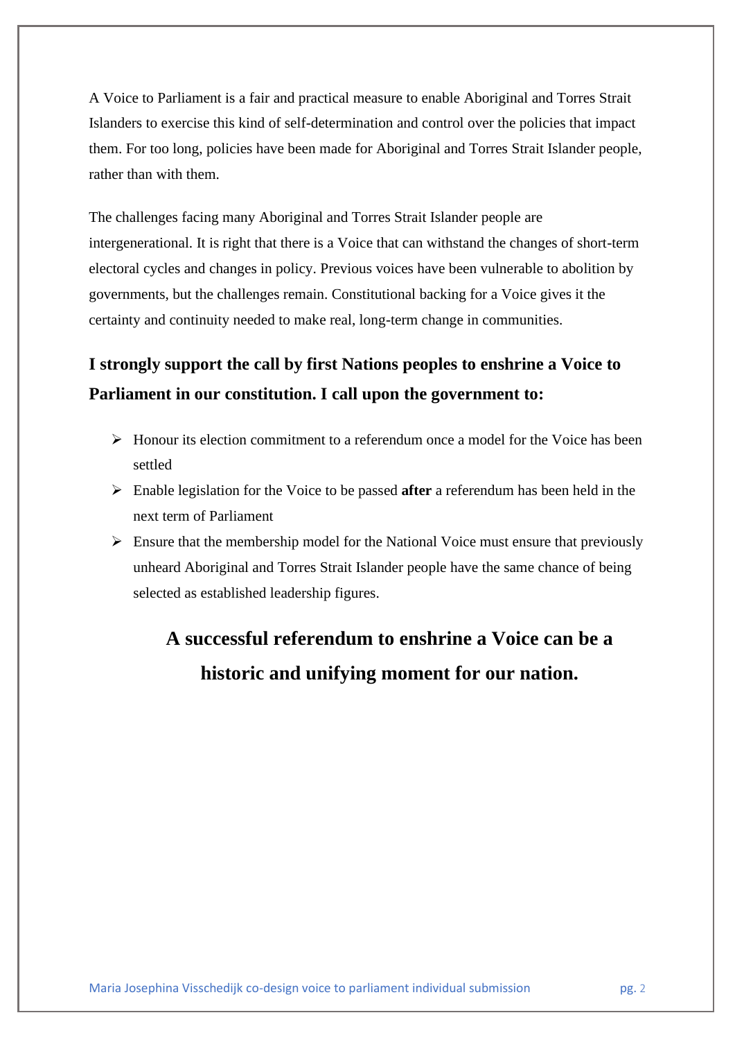A Voice to Parliament is a fair and practical measure to enable Aboriginal and Torres Strait Islanders to exercise this kind of self-determination and control over the policies that impact them. For too long, policies have been made for Aboriginal and Torres Strait Islander people, rather than with them.

The challenges facing many Aboriginal and Torres Strait Islander people are intergenerational. It is right that there is a Voice that can withstand the changes of short-term electoral cycles and changes in policy. Previous voices have been vulnerable to abolition by governments, but the challenges remain. Constitutional backing for a Voice gives it the certainty and continuity needed to make real, long-term change in communities.

**I strongly support the call by first Nations peoples to enshrine a Voice to Parliament in our constitution. I call upon the government to:**

- Honour its election commitment to a referendum once a model for the Voice has been settled
- Enable legislation for the Voice to be passed **after** a referendum has been held in the next term of Parliament
- Ensure that the membership model for the National Voice must ensure that previously unheard Aboriginal and Torres Strait Islander people have the same chance of being selected as established leadership figures.

**A successful referendum to enshrine a Voice can be a historic and unifying moment for our nation.**